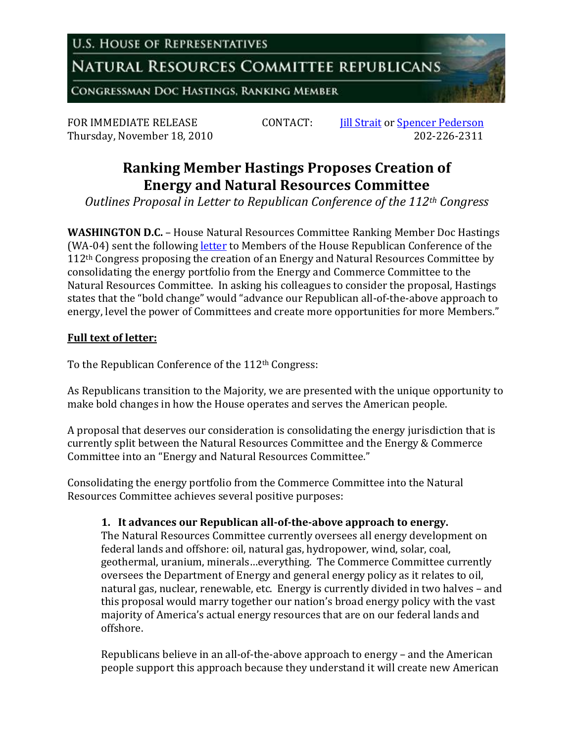U.S. HOUSE OF REPRESENTATIVES

NATURAL RESOURCES COMMITTEE REPUBLICANS

CONGRESSMAN DOC HASTINGS, RANKING MEMBER

FOR IMMEDIATE RELEASE
Thursday, November 18, 2010

CONTACT: Jill Strait or Spencer Pederson
202-226-2311

# Ranking Member Hastings Proposes Creation of Energy and Natural Resources Committee

*Outlines Proposal in Letter to Republican Conference of the 112th Congress*

**WASHINGTON D.C.** – House Natural Resources Committee Ranking Member Doc Hastings (WA-04) sent the following letter to Members of the House Republican Conference of the 112th Congress proposing the creation of an Energy and Natural Resources Committee by consolidating the energy portfolio from the Energy and Commerce Committee to the Natural Resources Committee. In asking his colleagues to consider the proposal, Hastings states that the "bold change" would "advance our Republican all-of-the-above approach to energy, level the power of Committees and create more opportunities for more Members."

**Full text of letter:**

To the Republican Conference of the 112th Congress:

As Republicans transition to the Majority, we are presented with the unique opportunity to make bold changes in how the House operates and serves the American people.

A proposal that deserves our consideration is consolidating the energy jurisdiction that is currently split between the Natural Resources Committee and the Energy & Commerce Committee into an "Energy and Natural Resources Committee."

Consolidating the energy portfolio from the Commerce Committee into the Natural Resources Committee achieves several positive purposes:

1. **It advances our Republican all-of-the-above approach to energy.**
   The Natural Resources Committee currently oversees all energy development on federal lands and offshore: oil, natural gas, hydropower, wind, solar, coal, geothermal, uranium, minerals…everything. The Commerce Committee currently oversees the Department of Energy and general energy policy as it relates to oil, natural gas, nuclear, renewable, etc. Energy is currently divided in two halves – and this proposal would marry together our nation's broad energy policy with the vast majority of America's actual energy resources that are on our federal lands and offshore.

   Republicans believe in an all-of-the-above approach to energy – and the American people support this approach because they understand it will create new American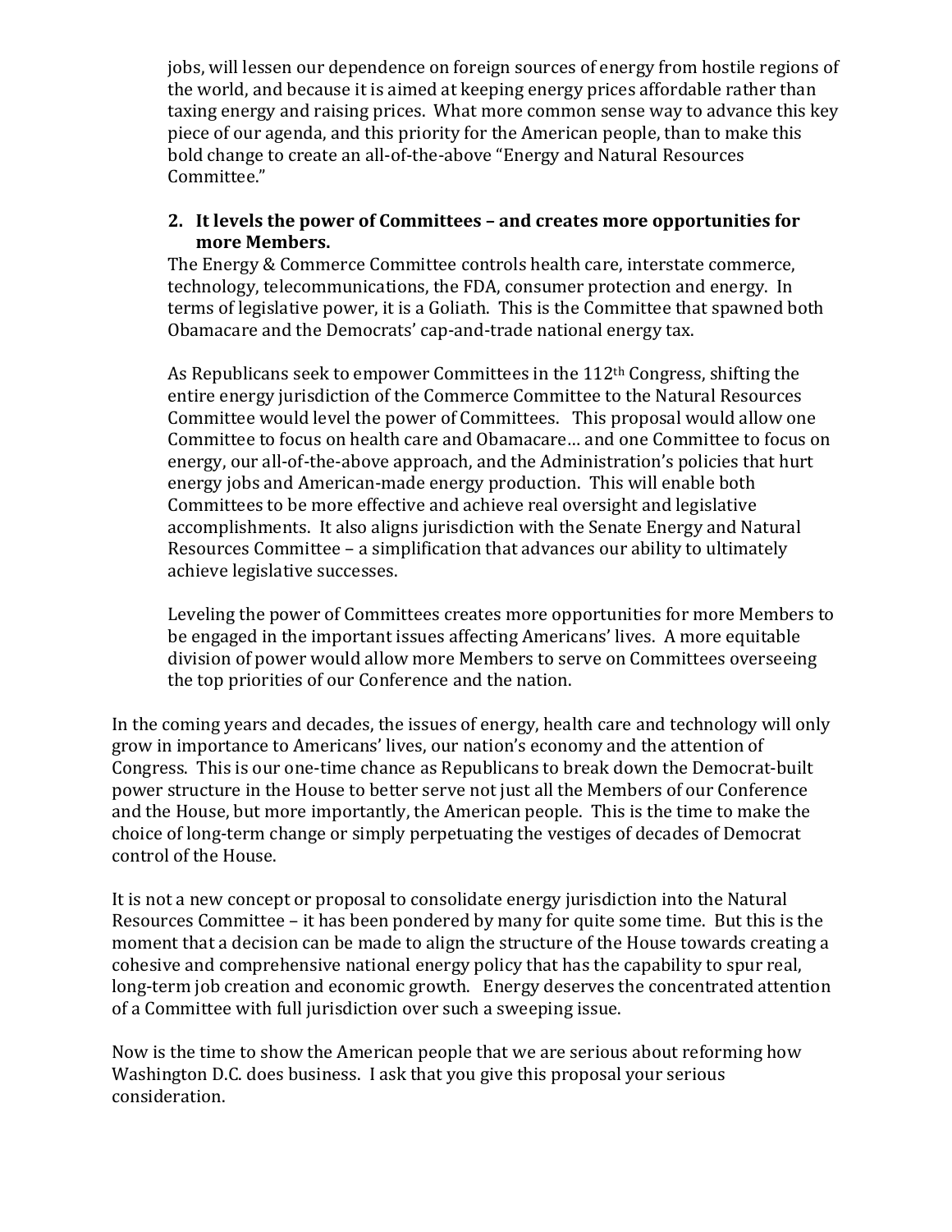jobs, will lessen our dependence on foreign sources of energy from hostile regions of the world, and because it is aimed at keeping energy prices affordable rather than taxing energy and raising prices. What more common sense way to advance this key piece of our agenda, and this priority for the American people, than to make this bold change to create an all-of-the-above "Energy and Natural Resources Committee."

2. **It levels the power of Committees – and creates more opportunities for more Members.**

   The Energy & Commerce Committee controls health care, interstate commerce, technology, telecommunications, the FDA, consumer protection and energy. In terms of legislative power, it is a Goliath. This is the Committee that spawned both Obamacare and the Democrats' cap-and-trade national energy tax.

   As Republicans seek to empower Committees in the 112th Congress, shifting the entire energy jurisdiction of the Commerce Committee to the Natural Resources Committee would level the power of Committees. This proposal would allow one Committee to focus on health care and Obamacare… and one Committee to focus on energy, our all-of-the-above approach, and the Administration's policies that hurt energy jobs and American-made energy production. This will enable both Committees to be more effective and achieve real oversight and legislative accomplishments. It also aligns jurisdiction with the Senate Energy and Natural Resources Committee – a simplification that advances our ability to ultimately achieve legislative successes.

   Leveling the power of Committees creates more opportunities for more Members to be engaged in the important issues affecting Americans' lives. A more equitable division of power would allow more Members to serve on Committees overseeing the top priorities of our Conference and the nation.

In the coming years and decades, the issues of energy, health care and technology will only grow in importance to Americans' lives, our nation's economy and the attention of Congress. This is our one-time chance as Republicans to break down the Democrat-built power structure in the House to better serve not just all the Members of our Conference and the House, but more importantly, the American people. This is the time to make the choice of long-term change or simply perpetuating the vestiges of decades of Democrat control of the House.

It is not a new concept or proposal to consolidate energy jurisdiction into the Natural Resources Committee – it has been pondered by many for quite some time. But this is the moment that a decision can be made to align the structure of the House towards creating a cohesive and comprehensive national energy policy that has the capability to spur real, long-term job creation and economic growth. Energy deserves the concentrated attention of a Committee with full jurisdiction over such a sweeping issue.

Now is the time to show the American people that we are serious about reforming how Washington D.C. does business. I ask that you give this proposal your serious consideration.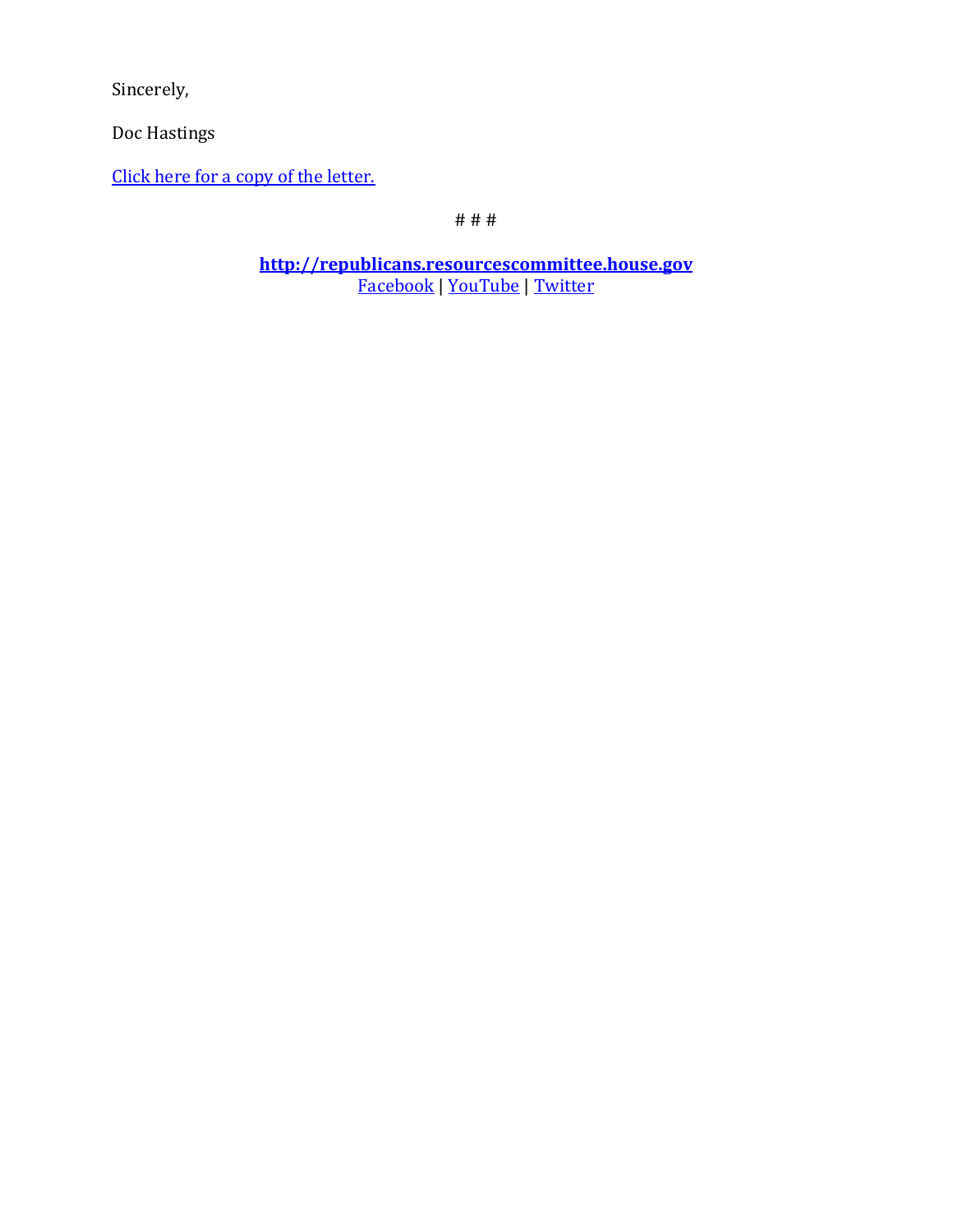Sincerely,

Doc Hastings

[Click here for a copy of the letter.]

# # #

**http://republicans.resourcescommittee.house.gov**
Facebook | YouTube | Twitter